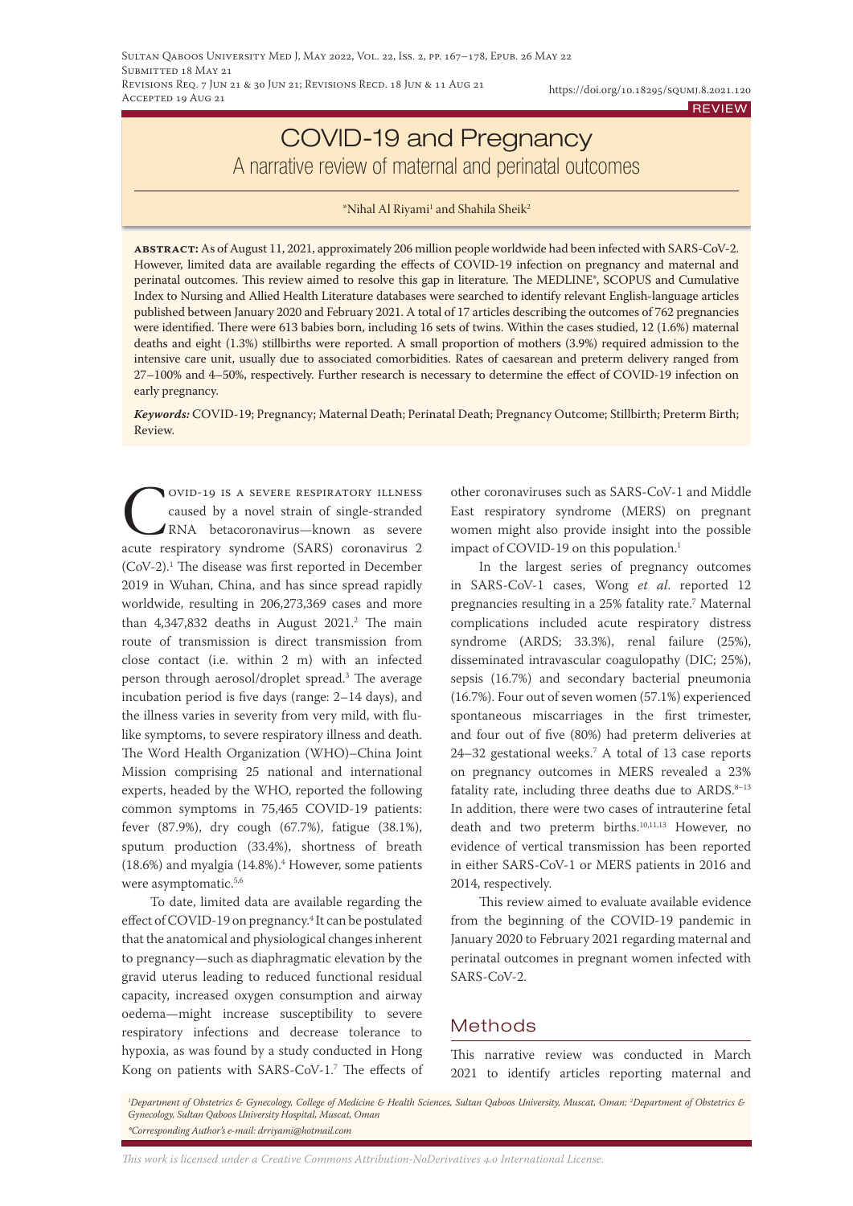REVIEW

# COVID-19 and Pregnancy

## A narrative review of maternal and perinatal outcomes

*Nihal Al Riyami[1] and Shahila Sheik[2]

**abstract:** As of August 11, 2021, approximately 206 million people worldwide had been infected with SARS-CoV-2. However, limited data are available regarding the effects of COVID-19 infection on pregnancy and maternal and perinatal outcomes. This review aimed to resolve this gap in literature. The MEDLINE®, SCOPUS and Cumulative Index to Nursing and Allied Health Literature databases were searched to identify relevant English-language articles published between January 2020 and February 2021. A total of 17 articles describing the outcomes of 762 pregnancies were identified. There were 613 babies born, including 16 sets of twins. Within the cases studied, 12 (1.6%) maternal deaths and eight (1.3%) stillbirths were reported. A small proportion of mothers (3.9%) required admission to the intensive care unit, usually due to associated comorbidities. Rates of caesarean and preterm delivery ranged from 27–100% and 4–50%, respectively. Further research is necessary to determine the effect of COVID-19 infection on early pregnancy.

*Keywords:* COVID-19; Pregnancy; Maternal Death; Perinatal Death; Pregnancy Outcome; Stillbirth; Preterm Birth; Review.

COVID-19 is a severe respiratory illness caused by a novel strain of single-stranded RNA betacoronavirus—known as severe acute respiratory syndrome (SARS) coronavirus 2 (CoV-2).[1] The disease was first reported in December 2019 in Wuhan, China, and has since spread rapidly worldwide, resulting in 206,273,369 cases and more than 4,347,832 deaths in August 2021.[2] The main route of transmission is direct transmission from close contact (i.e. within 2 m) with an infected person through aerosol/droplet spread.[3] The average incubation period is five days (range: 2–14 days), and the illness varies in severity from very mild, with flu-like symptoms, to severe respiratory illness and death. The Word Health Organization (WHO)–China Joint Mission comprising 25 national and international experts, headed by the WHO, reported the following common symptoms in 75,465 COVID-19 patients: fever (87.9%), dry cough (67.7%), fatigue (38.1%), sputum production (33.4%), shortness of breath (18.6%) and myalgia (14.8%).[4] However, some patients were asymptomatic.[5,6]

To date, limited data are available regarding the effect of COVID-19 on pregnancy.[4] It can be postulated that the anatomical and physiological changes inherent to pregnancy—such as diaphragmatic elevation by the gravid uterus leading to reduced functional residual capacity, increased oxygen consumption and airway oedema—might increase susceptibility to severe respiratory infections and decrease tolerance to hypoxia, as was found by a study conducted in Hong Kong on patients with SARS-CoV-1.[7] The effects of other coronaviruses such as SARS-CoV-1 and Middle East respiratory syndrome (MERS) on pregnant women might also provide insight into the possible impact of COVID-19 on this population.[1]

In the largest series of pregnancy outcomes in SARS-CoV-1 cases, Wong *et al*. reported 12 pregnancies resulting in a 25% fatality rate.[7] Maternal complications included acute respiratory distress syndrome (ARDS; 33.3%), renal failure (25%), disseminated intravascular coagulopathy (DIC; 25%), sepsis (16.7%) and secondary bacterial pneumonia (16.7%). Four out of seven women (57.1%) experienced spontaneous miscarriages in the first trimester, and four out of five (80%) had preterm deliveries at 24–32 gestational weeks.[7] A total of 13 case reports on pregnancy outcomes in MERS revealed a 23% fatality rate, including three deaths due to ARDS.[8–13] In addition, there were two cases of intrauterine fetal death and two preterm births.[10,11,13] However, no evidence of vertical transmission has been reported in either SARS-CoV-1 or MERS patients in 2016 and 2014, respectively.

This review aimed to evaluate available evidence from the beginning of the COVID-19 pandemic in January 2020 to February 2021 regarding maternal and perinatal outcomes in pregnant women infected with SARS-CoV-2.

## Methods

This narrative review was conducted in March 2021 to identify articles reporting maternal and

[1]Department of Obstetrics & Gynecology, College of Medicine & Health Sciences, Sultan Qaboos University, Muscat, Oman; [2]Department of Obstetrics & Gynecology, Sultan Qaboos University Hospital, Muscat, Oman

*Corresponding Author's e-mail: drriyami@hotmail.com

*This work is licensed under a Creative Commons Attribution-NoDerivatives 4.0 International License.*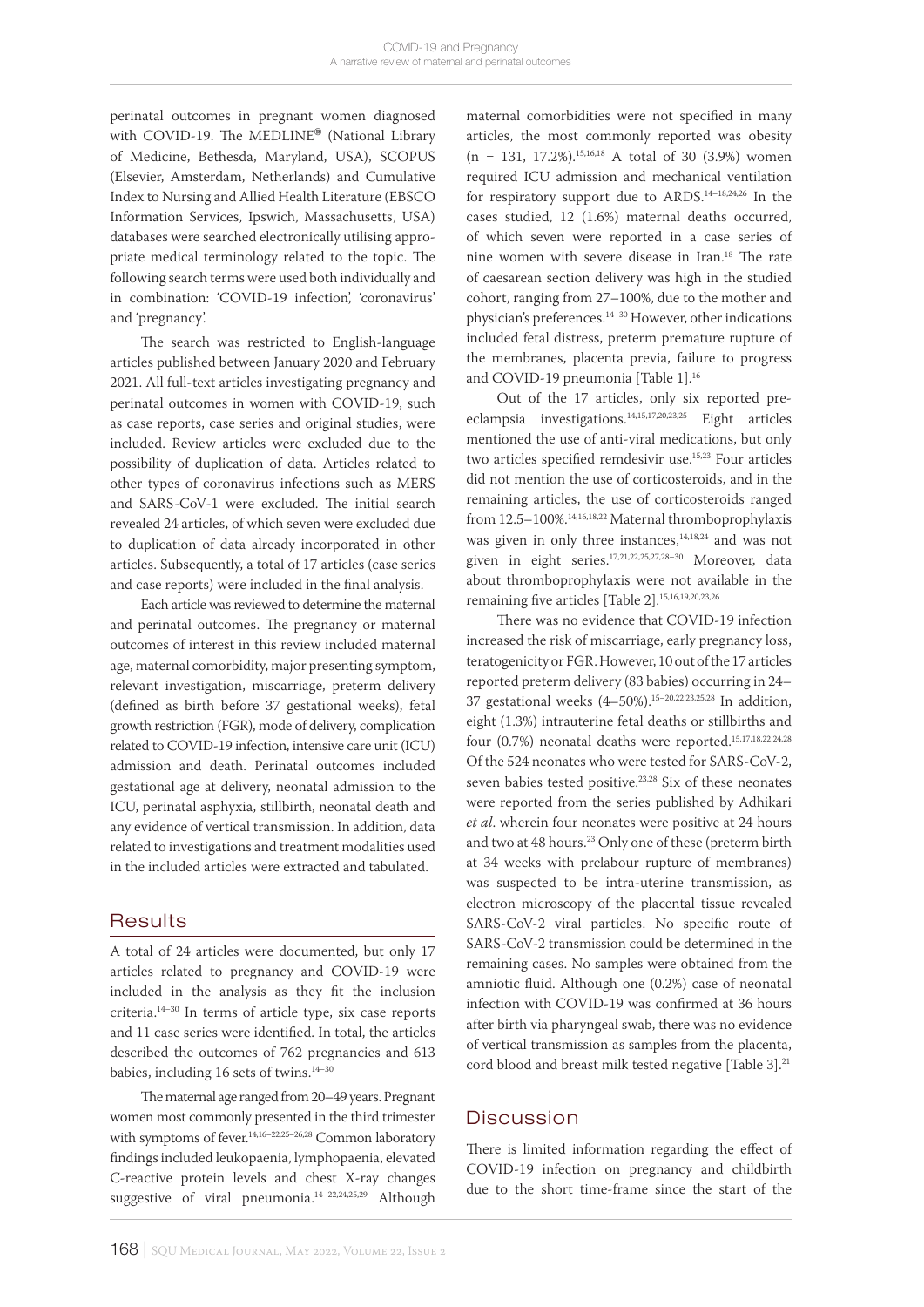perinatal outcomes in pregnant women diagnosed with COVID-19. The MEDLINE® (National Library of Medicine, Bethesda, Maryland, USA), SCOPUS (Elsevier, Amsterdam, Netherlands) and Cumulative Index to Nursing and Allied Health Literature (EBSCO Information Services, Ipswich, Massachusetts, USA) databases were searched electronically utilising appropriate medical terminology related to the topic. The following search terms were used both individually and in combination: 'COVID-19 infection', 'coronavirus' and 'pregnancy'.

The search was restricted to English-language articles published between January 2020 and February 2021. All full-text articles investigating pregnancy and perinatal outcomes in women with COVID-19, such as case reports, case series and original studies, were included. Review articles were excluded due to the possibility of duplication of data. Articles related to other types of coronavirus infections such as MERS and SARS-CoV-1 were excluded. The initial search revealed 24 articles, of which seven were excluded due to duplication of data already incorporated in other articles. Subsequently, a total of 17 articles (case series and case reports) were included in the final analysis.

Each article was reviewed to determine the maternal and perinatal outcomes. The pregnancy or maternal outcomes of interest in this review included maternal age, maternal comorbidity, major presenting symptom, relevant investigation, miscarriage, preterm delivery (defined as birth before 37 gestational weeks), fetal growth restriction (FGR), mode of delivery, complication related to COVID-19 infection, intensive care unit (ICU) admission and death. Perinatal outcomes included gestational age at delivery, neonatal admission to the ICU, perinatal asphyxia, stillbirth, neonatal death and any evidence of vertical transmission. In addition, data related to investigations and treatment modalities used in the included articles were extracted and tabulated.

## Results

A total of 24 articles were documented, but only 17 articles related to pregnancy and COVID-19 were included in the analysis as they fit the inclusion criteria.[14–30] In terms of article type, six case reports and 11 case series were identified. In total, the articles described the outcomes of 762 pregnancies and 613 babies, including 16 sets of twins.[14–30]

The maternal age ranged from 20–49 years. Pregnant women most commonly presented in the third trimester with symptoms of fever.[14,16–22,25–26,28] Common laboratory findings included leukopaenia, lymphopaenia, elevated C-reactive protein levels and chest X-ray changes suggestive of viral pneumonia.[14–22,24,25,29] Although maternal comorbidities were not specified in many articles, the most commonly reported was obesity (n = 131, 17.2%).[15,16,18] A total of 30 (3.9%) women required ICU admission and mechanical ventilation for respiratory support due to ARDS.[14–18,24,26] In the cases studied, 12 (1.6%) maternal deaths occurred, of which seven were reported in a case series of nine women with severe disease in Iran.[18] The rate of caesarean section delivery was high in the studied cohort, ranging from 27–100%, due to the mother and physician's preferences.[14–30] However, other indications included fetal distress, preterm premature rupture of the membranes, placenta previa, failure to progress and COVID-19 pneumonia [Table 1].[16]

Out of the 17 articles, only six reported pre-eclampsia investigations.[14,15,17,20,23,25] Eight articles mentioned the use of anti-viral medications, but only two articles specified remdesivir use.[15,23] Four articles did not mention the use of corticosteroids, and in the remaining articles, the use of corticosteroids ranged from 12.5–100%.[14,16,18,22] Maternal thromboprophylaxis was given in only three instances,[14,18,24] and was not given in eight series.[17,21,22,25,27,28–30] Moreover, data about thromboprophylaxis were not available in the remaining five articles [Table 2].[15,16,19,20,23,26]

There was no evidence that COVID-19 infection increased the risk of miscarriage, early pregnancy loss, teratogenicity or FGR. However, 10 out of the 17 articles reported preterm delivery (83 babies) occurring in 24–37 gestational weeks (4–50%).[15–20,22,23,25,28] In addition, eight (1.3%) intrauterine fetal deaths or stillbirths and four (0.7%) neonatal deaths were reported.[15,17,18,22,24,28] Of the 524 neonates who were tested for SARS-CoV-2, seven babies tested positive.[23,28] Six of these neonates were reported from the series published by Adhikari *et al*. wherein four neonates were positive at 24 hours and two at 48 hours.[23] Only one of these (preterm birth at 34 weeks with prelabour rupture of membranes) was suspected to be intra-uterine transmission, as electron microscopy of the placental tissue revealed SARS-CoV-2 viral particles. No specific route of SARS-CoV-2 transmission could be determined in the remaining cases. No samples were obtained from the amniotic fluid. Although one (0.2%) case of neonatal infection with COVID-19 was confirmed at 36 hours after birth via pharyngeal swab, there was no evidence of vertical transmission as samples from the placenta, cord blood and breast milk tested negative [Table 3].[21]

## Discussion

There is limited information regarding the effect of COVID-19 infection on pregnancy and childbirth due to the short time-frame since the start of the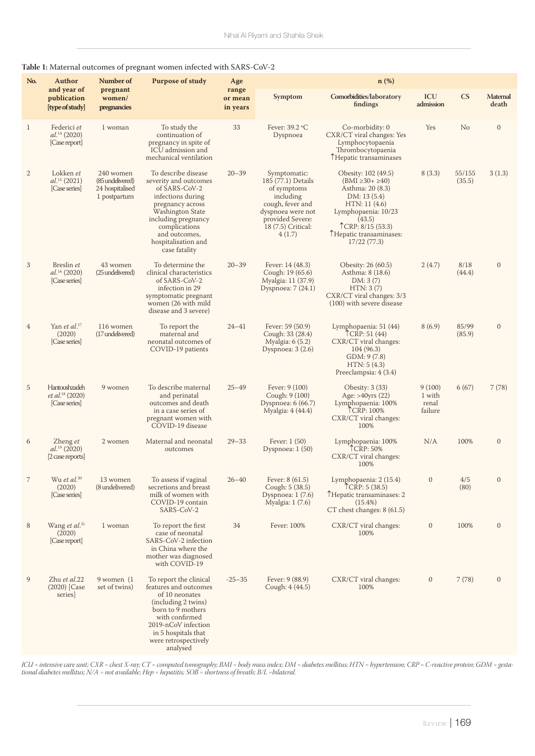**Table 1:** Maternal outcomes of pregnant women infected with SARS-CoV-2

| No. | Author and year of publication [type of study] | Number of pregnant women/ pregnancies | Purpose of study | Age range or mean in years | n (%) | | | | |
|---|---|---|---|---|---|---|---|---|---|
| | | | | | Symptom | Comorbidities/laboratory findings | ICU admission | CS | Maternal death |
| 1 | Federici *et al.*[14] (2020) [Case report] | 1 woman | To study the continuation of pregnancy in spite of ICU admission and mechanical ventilation | 33 | Fever: 39.2 °C Dyspnoea | Co-morbidity: 0 CXR/CT viral changes: Yes Lymphocytopaenia Thrombocytopaenia ↑Hepatic transaminases | Yes | No | 0 |
| 2 | Lokken *et al.*[15] (2021) [Case series] | 240 women (85 undelivered) 24 hospitalised 1 postpartum | To describe disease severity and outcomes of SARS-CoV-2 infections during pregnancy across Washington State including pregnancy complications and outcomes, hospitalisation and case fatality | 20–39 | Symptomatic: 185 (77.1) Details of symptoms including cough, fever and dyspnoea were not provided Severe: 18 (7.5) Critical: 4 (1.7) | Obesity: 102 (49.5) (BMI ≥30+ ≥40) Asthma: 20 (8.3) DM: 13 (5.4) HTN: 11 (4.6) Lymphopaenia: 10/23 (43.5) ↑CRP: 8/15 (53.3) ↑Hepatic transaminases: 17/22 (77.3) | 8 (3.3) | 55/155 (35.5) | 3 (1.3) |
| 3 | Breslin *et al.*[16] (2020) [Case series] | 43 women (25 undelivered) | To determine the clinical characteristics of SARS-CoV-2 infection in 29 symptomatic pregnant women (26 with mild disease and 3 severe) | 20–39 | Fever: 14 (48.3) Cough: 19 (65.6) Myalgia: 11 (37.9) Dyspnoea: 7 (24.1) | Obesity: 26 (60.5) Asthma: 8 (18.6) DM: 3 (7) HTN: 3 (7) CXR/CT viral changes: 3/3 (100) with severe disease | 2 (4.7) | 8/18 (44.4) | 0 |
| 4 | Yan *et al.*[17] (2020) [Case series] | 116 women (17 undelivered) | To report the maternal and neonatal outcomes of COVID-19 patients | 24–41 | Fever: 59 (50.9) Cough: 33 (28.4) Myalgia: 6 (5.2) Dyspnoea: 3 (2.6) | Lymphopaenia: 51 (44) ↑CRP: 51 (44) CXR/CT viral changes: 104 (96.3) GDM: 9 (7.8) HTN: 5 (4.3) Preeclampsia: 4 (3.4) | 8 (6.9) | 85/99 (85.9) | 0 |
| 5 | Hantoushzadeh *et al.*[18] (2020) [Case series] | 9 women | To describe maternal and perinatal outcomes and death in a case series of pregnant women with COVID-19 disease | 25–49 | Fever: 9 (100) Cough: 9 (100) Dyspnoea: 6 (66.7) Myalgia: 4 (44.4) | Obesity: 3 (33) Age: >40yrs (22) Lymphopaenia: 100% ↑CRP: 100% CXR/CT viral changes: 100% | 9 (100) 1 with renal failure | 6 (67) | 7 (78) |
| 6 | Zheng *et al.*[19] (2020) [2 case reports] | 2 women | Maternal and neonatal outcomes | 29–33 | Fever: 1 (50) Dyspnoea: 1 (50) | Lymphopaenia: 100% ↑CRP: 50% CXR/CT viral changes: 100% | N/A | 100% | 0 |
| 7 | Wu *et al.*[20] (2020) [Case series] | 13 women (8 undelivered) | To assess if vaginal secretions and breast milk of women with COVID-19 contain SARS-CoV-2 | 26–40 | Fever: 8 (61.5) Cough: 5 (38.5) Dyspnoea: 1 (7.6) Myalgia: 1 (7.6) | Lymphopaenia: 2 (15.4) ↑CRP: 5 (38.5) ↑Hepatic transaminases: 2 (15.4%) CT chest changes: 8 (61.5) | 0 | 4/5 (80) | 0 |
| 8 | Wang *et al.*[21] (2020) [Case report] | 1 woman | To report the first case of neonatal SARS-CoV-2 infection in China where the mother was diagnosed with COVID-19 | 34 | Fever: 100% | CXR/CT viral changes: 100% | 0 | 100% | 0 |
| 9 | Zhu *et al.*22 (2020) [Case series] | 9 women (1 set of twins) | To report the clinical features and outcomes of 10 neonates (including 2 twins) born to 9 mothers with confirmed 2019-nCoV infection in 5 hospitals that were retrospectively analysed | -25–35 | Fever: 9 (88.9) Cough: 4 (44.5) | CXR/CT viral changes: 100% | 0 | 7 (78) | 0 |

*ICU = intensive care unit; CXR = chest X-ray; CT = computed tomography; BMI = body mass index; DM = diabetes mellitus; HTN = hypertension; CRP = C-reactive protein; GDM = gestational diabetes mellitus; N/A = not available; Hep = hepatitis; SOB = shortness of breath; B/L =bilateral.*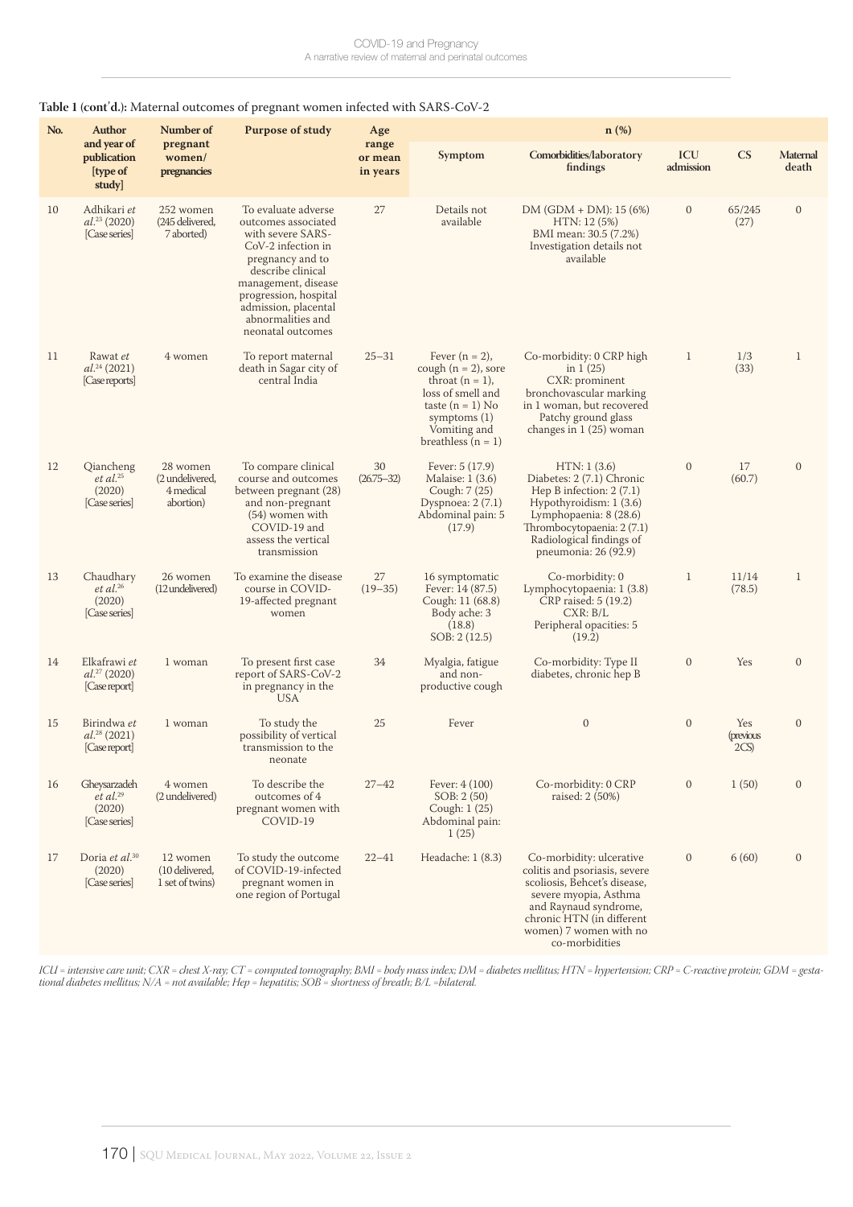**Table 1 (cont'd.):** Maternal outcomes of pregnant women infected with SARS-CoV-2

| No. | Author and year of publication [type of study] | Number of pregnant women/ pregnancies | Purpose of study | Age range or mean in years | n (%) | | | | |
|---|---|---|---|---|---|---|---|---|---|
| | | | | | Symptom | Comorbidities/laboratory findings | ICU admission | CS | Maternal death |
| 10 | Adhikari *et al.*[23] (2020) [Case series] | 252 women (245 delivered, 7 aborted) | To evaluate adverse outcomes associated with severe SARS-CoV-2 infection in pregnancy and to describe clinical management, disease progression, hospital admission, placental abnormalities and neonatal outcomes | 27 | Details not available | DM (GDM + DM): 15 (6%) HTN: 12 (5%) BMI mean: 30.5 (7.2%) Investigation details not available | 0 | 65/245 (27) | 0 |
| 11 | Rawat *et al.*[24] (2021) [Case reports] | 4 women | To report maternal death in Sagar city of central India | 25–31 | Fever (n = 2), cough (n = 2), sore throat (n = 1), loss of smell and taste (n = 1) No symptoms (1) Vomiting and breathless (n = 1) | Co-morbidity: 0 CRP high in 1 (25) CXR: prominent bronchovascular marking in 1 woman, but recovered Patchy ground glass changes in 1 (25) woman | 1 | 1/3 (33) | 1 |
| 12 | Qiancheng *et al.*[25] (2020) [Case series] | 28 women (2 undelivered, 4 medical abortion) | To compare clinical course and outcomes between pregnant (28) and non-pregnant (54) women with COVID-19 and assess the vertical transmission | 30 (26.75–32) | Fever: 5 (17.9) Malaise: 1 (3.6) Cough: 7 (25) Dyspnoea: 2 (7.1) Abdominal pain: 5 (17.9) | HTN: 1 (3.6) Diabetes: 2 (7.1) Chronic Hep B infection: 2 (7.1) Hypothyroidism: 1 (3.6) Lymphopaenia: 8 (28.6) Thrombocytopaenia: 2 (7.1) Radiological findings of pneumonia: 26 (92.9) | 0 | 17 (60.7) | 0 |
| 13 | Chaudhary *et al.*[26] (2020) [Case series] | 26 women (12 undelivered) | To examine the disease course in COVID-19-affected pregnant women | 27 (19–35) | 16 symptomatic Fever: 14 (87.5) Cough: 11 (68.8) Body ache: 3 (18.8) SOB: 2 (12.5) | Co-morbidity: 0 Lymphocytopaenia: 1 (3.8) CRP raised: 5 (19.2) CXR: B/L Peripheral opacities: 5 (19.2) | 1 | 11/14 (78.5) | 1 |
| 14 | Elkafrawi *et al.*[27] (2020) [Case report] | 1 woman | To present first case report of SARS-CoV-2 in pregnancy in the USA | 34 | Myalgia, fatigue and non-productive cough | Co-morbidity: Type II diabetes, chronic hep B | 0 | Yes | 0 |
| 15 | Birindwa *et al.*[28] (2021) [Case report] | 1 woman | To study the possibility of vertical transmission to the neonate | 25 | Fever | 0 | 0 | Yes (previous 2CS) | 0 |
| 16 | Gheysarzadeh *et al.*[29] (2020) [Case series] | 4 women (2 undelivered) | To describe the outcomes of 4 pregnant women with COVID-19 | 27–42 | Fever: 4 (100) SOB: 2 (50) Cough: 1 (25) Abdominal pain: 1 (25) | Co-morbidity: 0 CRP raised: 2 (50%) | 0 | 1 (50) | 0 |
| 17 | Doria *et al.*[30] (2020) [Case series] | 12 women (10 delivered, 1 set of twins) | To study the outcome of COVID-19-infected pregnant women in one region of Portugal | 22–41 | Headache: 1 (8.3) | Co-morbidity: ulcerative colitis and psoriasis, severe scoliosis, Behcet's disease, severe myopia, Asthma and Raynaud syndrome, chronic HTN (in different women) 7 women with no co-morbidities | 0 | 6 (60) | 0 |

*ICU = intensive care unit; CXR = chest X-ray; CT = computed tomography; BMI = body mass index; DM = diabetes mellitus; HTN = hypertension; CRP = C-reactive protein; GDM = gestational diabetes mellitus; N/A = not available; Hep = hepatitis; SOB = shortness of breath; B/L =bilateral.*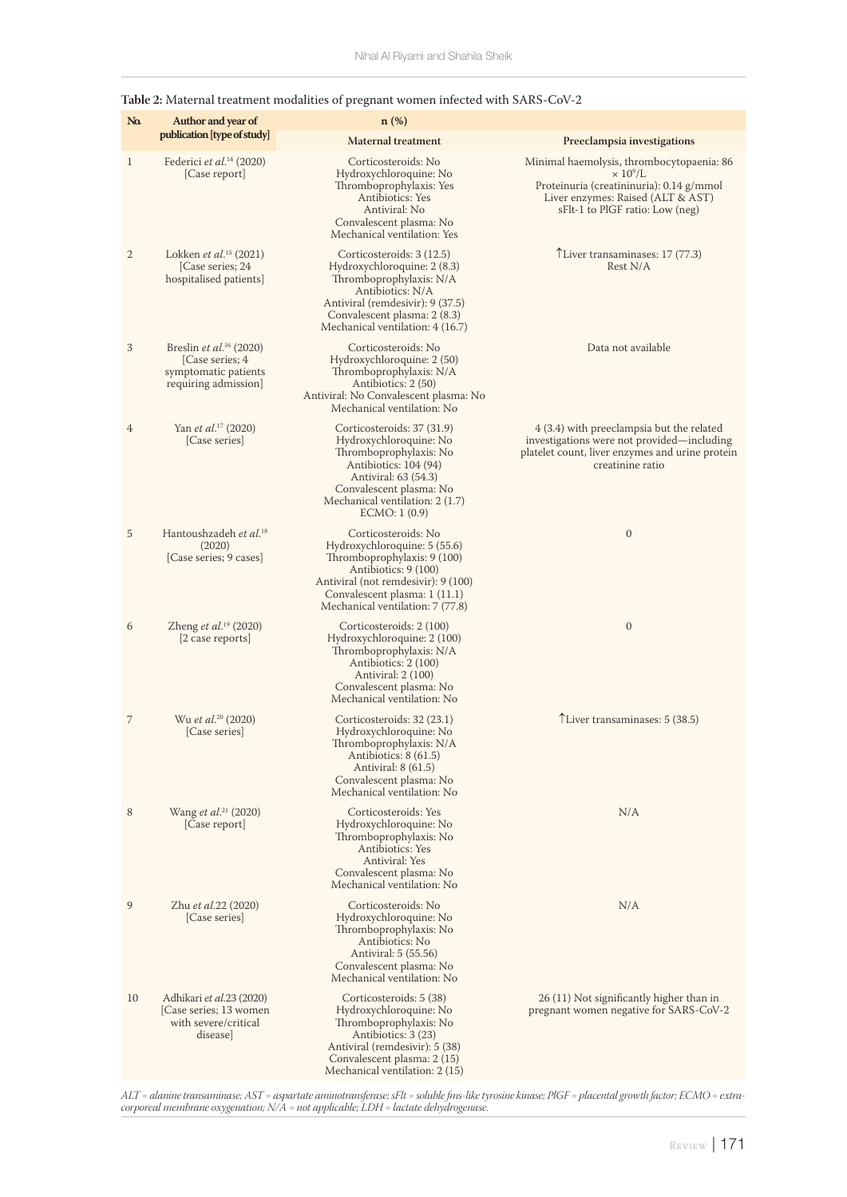**Table 2:** Maternal treatment modalities of pregnant women infected with SARS-CoV-2

| No. | Author and year of publication [type of study] | n (%) | |
|---|---|---|---|
| | | Maternal treatment | Preeclampsia investigations |
| 1 | Federici *et al.*[14] (2020) [Case report] | Corticosteroids: No<br>Hydroxychloroquine: No<br>Thromboprophylaxis: Yes<br>Antibiotics: Yes<br>Antiviral: No<br>Convalescent plasma: No<br>Mechanical ventilation: Yes | Minimal haemolysis, thrombocytopaenia: 86 $\times 10^9$/L<br>Proteinuria (creatininuria): 0.14 g/mmol<br>Liver enzymes: Raised (ALT & AST)<br>sFlt-1 to PlGF ratio: Low (neg) |
| 2 | Lokken *et al.*[15] (2021) [Case series; 24 hospitalised patients] | Corticosteroids: 3 (12.5)<br>Hydroxychloroquine: 2 (8.3)<br>Thromboprophylaxis: N/A<br>Antibiotics: N/A<br>Antiviral (remdesivir): 9 (37.5)<br>Convalescent plasma: 2 (8.3)<br>Mechanical ventilation: 4 (16.7) | ↑Liver transaminases: 17 (77.3)<br>Rest N/A |
| 3 | Breslin *et al.*[16] (2020) [Case series; 4 symptomatic patients requiring admission] | Corticosteroids: No<br>Hydroxychloroquine: 2 (50)<br>Thromboprophylaxis: N/A<br>Antibiotics: 2 (50)<br>Antiviral: No Convalescent plasma: No<br>Mechanical ventilation: No | Data not available |
| 4 | Yan *et al.*[17] (2020) [Case series] | Corticosteroids: 37 (31.9)<br>Hydroxychloroquine: No<br>Thromboprophylaxis: No<br>Antibiotics: 104 (94)<br>Antiviral: 63 (54.3)<br>Convalescent plasma: No<br>Mechanical ventilation: 2 (1.7)<br>ECMO: 1 (0.9) | 4 (3.4) with preeclampsia but the related investigations were not provided—including platelet count, liver enzymes and urine protein creatinine ratio |
| 5 | Hantoushzadeh *et al.*[18] (2020) [Case series; 9 cases] | Corticosteroids: No<br>Hydroxychloroquine: 5 (55.6)<br>Thromboprophylaxis: 9 (100)<br>Antibiotics: 9 (100)<br>Antiviral (not remdesivir): 9 (100)<br>Convalescent plasma: 1 (11.1)<br>Mechanical ventilation: 7 (77.8) | 0 |
| 6 | Zheng *et al.*[19] (2020) [2 case reports] | Corticosteroids: 2 (100)<br>Hydroxychloroquine: 2 (100)<br>Thromboprophylaxis: N/A<br>Antibiotics: 2 (100)<br>Antiviral: 2 (100)<br>Convalescent plasma: No<br>Mechanical ventilation: No | 0 |
| 7 | Wu *et al.*[20] (2020) [Case series] | Corticosteroids: 32 (23.1)<br>Hydroxychloroquine: No<br>Thromboprophylaxis: N/A<br>Antibiotics: 8 (61.5)<br>Antiviral: 8 (61.5)<br>Convalescent plasma: No<br>Mechanical ventilation: No | ↑Liver transaminases: 5 (38.5) |
| 8 | Wang *et al.*[21] (2020) [Case report] | Corticosteroids: Yes<br>Hydroxychloroquine: No<br>Thromboprophylaxis: No<br>Antibiotics: Yes<br>Antiviral: Yes<br>Convalescent plasma: No<br>Mechanical ventilation: No | N/A |
| 9 | Zhu *et al.*22 (2020) [Case series] | Corticosteroids: No<br>Hydroxychloroquine: No<br>Thromboprophylaxis: No<br>Antibiotics: No<br>Antiviral: 5 (55.56)<br>Convalescent plasma: No<br>Mechanical ventilation: No | N/A |
| 10 | Adhikari *et al.*23 (2020) [Case series; 13 women with severe/critical disease] | Corticosteroids: 5 (38)<br>Hydroxychloroquine: No<br>Thromboprophylaxis: No<br>Antibiotics: 3 (23)<br>Antiviral (remdesivir): 5 (38)<br>Convalescent plasma: 2 (15)<br>Mechanical ventilation: 2 (15) | 26 (11) Not significantly higher than in pregnant women negative for SARS-CoV-2 |

*ALT = alanine transaminase; AST = aspartate aminotransferase; sFlt = soluble fms-like tyrosine kinase; PlGF = placental growth factor; ECMO = extra-corporeal membrane oxygenation; N/A = not applicable; LDH = lactate dehydrogenase.*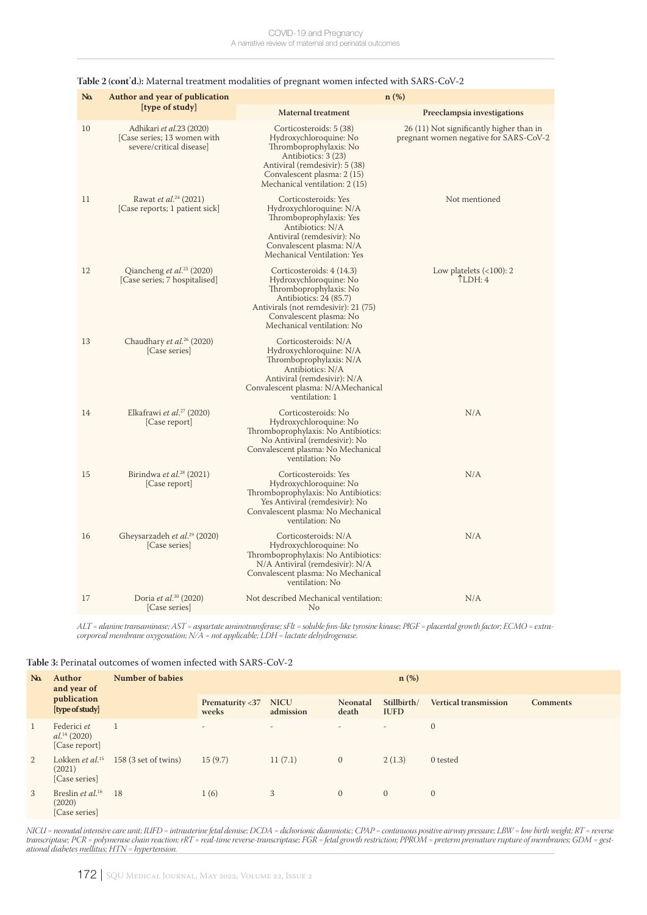**Table 2 (cont'd.):** Maternal treatment modalities of pregnant women infected with SARS-CoV-2

| No. | Author and year of publication [type of study] | n (%) | |
|---|---|---|---|
| | | Maternal treatment | Preeclampsia investigations |
| 10 | Adhikari *et al.*23 (2020) [Case series; 13 women with severe/critical disease] | Corticosteroids: 5 (38) Hydroxychloroquine: No Thromboprophylaxis: No Antibiotics: 3 (23) Antiviral (remdesivir): 5 (38) Convalescent plasma: 2 (15) Mechanical ventilation: 2 (15) | 26 (11) Not significantly higher than in pregnant women negative for SARS-CoV-2 |
| 11 | Rawat *et al.*[24] (2021) [Case reports; 1 patient sick] | Corticosteroids: Yes Hydroxychloroquine: N/A Thromboprophylaxis: Yes Antibiotics: N/A Antiviral (remdesivir): No Convalescent plasma: N/A Mechanical Ventilation: Yes | Not mentioned |
| 12 | Qiancheng *et al.*[25] (2020) [Case series; 7 hospitalised] | Corticosteroids: 4 (14.3) Hydroxychloroquine: No Thromboprophylaxis: No Antibiotics: 24 (85.7) Antivirals (not remdesivir): 21 (75) Convalescent plasma: No Mechanical ventilation: No | Low platelets (<100): 2 ↑LDH: 4 |
| 13 | Chaudhary *et al.*[26] (2020) [Case series] | Corticosteroids: N/A Hydroxychloroquine: N/A Thromboprophylaxis: N/A Antibiotics: N/A Antiviral (remdesivir): N/A Convalescent plasma: N/AMechanical ventilation: 1 | |
| 14 | Elkafrawi *et al.*[27] (2020) [Case report] | Corticosteroids: No Hydroxychloroquine: No Thromboprophylaxis: No Antibiotics: No Antiviral (remdesivir): No Convalescent plasma: No Mechanical ventilation: No | N/A |
| 15 | Birindwa *et al.*[28] (2021) [Case report] | Corticosteroids: Yes Hydroxychloroquine: No Thromboprophylaxis: No Antibiotics: Yes Antiviral (remdesivir): No Convalescent plasma: No Mechanical ventilation: No | N/A |
| 16 | Gheysarzadeh *et al.*[29] (2020) [Case series] | Corticosteroids: N/A Hydroxychloroquine: No Thromboprophylaxis: No Antibiotics: N/A Antiviral (remdesivir): N/A Convalescent plasma: No Mechanical ventilation: No | N/A |
| 17 | Doria *et al.*[30] (2020) [Case series] | Not described Mechanical ventilation: No | N/A |

*ALT = alanine transaminase; AST = aspartate aminotransferase; sFlt = soluble fms-like tyrosine kinase; PlGF = placental growth factor; ECMO = extra-corporeal membrane oxygenation; N/A = not applicable; LDH = lactate dehydrogenase.*

**Table 3:** Perinatal outcomes of women infected with SARS-CoV-2

| No. | Author and year of publication [type of study] | Number of babies | n (%) | | | | | |
|---|---|---|---|---|---|---|---|---|
| | | | Prematurity <37 weeks | NICU admission | Neonatal death | Stillbirth/ IUFD | Vertical transmission | Comments |
| 1 | Federici *et al.*[14] (2020) [Case report] | 1 | - | - | - | - | 0 | |
| 2 | Lokken *et al.*[15] (2021) [Case series] | 158 (3 set of twins) | 15 (9.7) | 11 (7.1) | 0 | 2 (1.3) | 0 tested | |
| 3 | Breslin *et al.*[16] (2020) [Case series] | 18 | 1 (6) | 3 | 0 | 0 | 0 | |

*NICU = neonatal intensive care unit; IUFD = intrauterine fetal demise; DCDA = dichorionic diamniotic; CPAP = continuous positive airway pressure; LBW = low birth weight; RT = reverse transcriptase; PCR = polymerase chain reaction; rRT = real-time reverse-transcriptase; FGR = fetal growth restriction; PPROM = preterm premature rupture of membranes; GDM = gestational diabetes mellitus; HTN = hypertension.*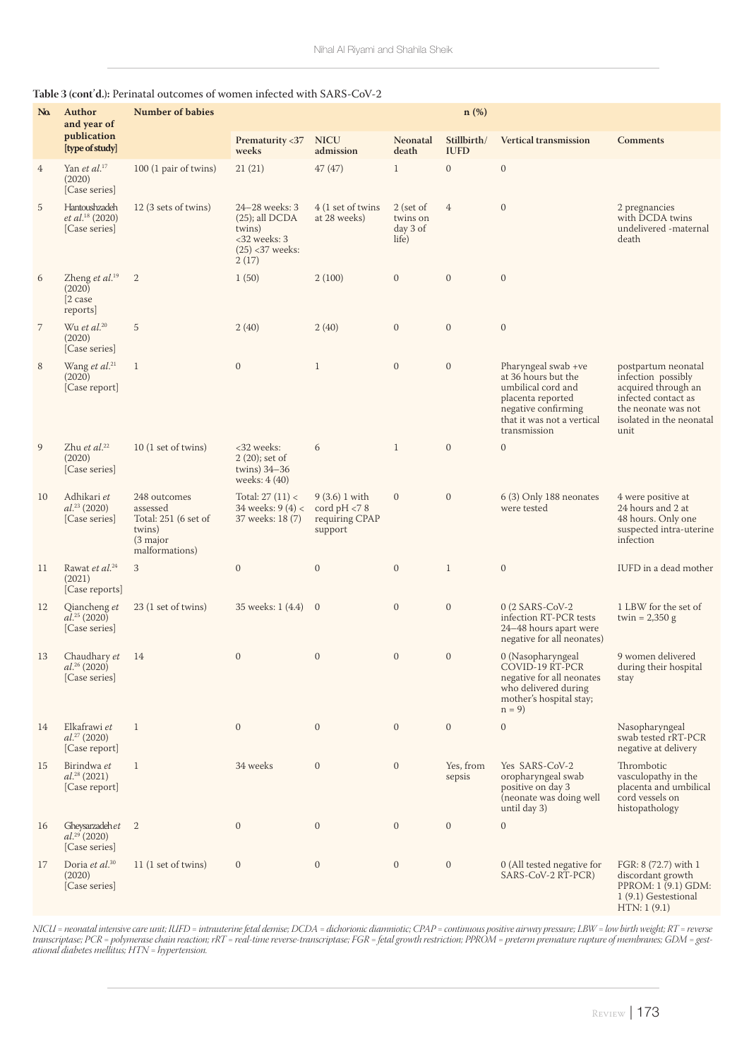**Table 3 (cont'd.):** Perinatal outcomes of women infected with SARS-CoV-2

| No. | Author and year of publication [type of study] | Number of babies | n (%) | | | | | |
|---|---|---|---|---|---|---|---|---|
| | | | Prematurity <37 weeks | NICU admission | Neonatal death | Stillbirth/ IUFD | Vertical transmission | Comments |
| 4 | Yan *et al.*[17] (2020) [Case series] | 100 (1 pair of twins) | 21 (21) | 47 (47) | 1 | 0 | 0 | |
| 5 | Hantoushzadeh *et al.*[18] (2020) [Case series] | 12 (3 sets of twins) | 24–28 weeks: 3 (25); all DCDA twins) <32 weeks: 3 (25) <37 weeks: 2 (17) | 4 (1 set of twins at 28 weeks) | 2 (set of twins on day 3 of life) | 4 | 0 | 2 pregnancies with DCDA twins undelivered -maternal death |
| 6 | Zheng *et al.*[19] (2020) [2 case reports] | 2 | 1 (50) | 2 (100) | 0 | 0 | 0 | |
| 7 | Wu *et al.*[20] (2020) [Case series] | 5 | 2 (40) | 2 (40) | 0 | 0 | 0 | |
| 8 | Wang *et al.*[21] (2020) [Case report] | 1 | 0 | 1 | 0 | 0 | Pharyngeal swab +ve at 36 hours but the umbilical cord and placenta reported negative confirming that it was not a vertical transmission | postpartum neonatal infection possibly acquired through an infected contact as the neonate was not isolated in the neonatal unit |
| 9 | Zhu *et al.*[22] (2020) [Case series] | 10 (1 set of twins) | <32 weeks: 2 (20); set of twins) 34–36 weeks: 4 (40) | 6 | 1 | 0 | 0 | |
| 10 | Adhikari *et al.*[23] (2020) [Case series] | 248 outcomes assessed Total: 251 (6 set of twins) (3 major malformations) | Total: 27 (11) < 34 weeks: 9 (4) < 37 weeks: 18 (7) | 9 (3.6) 1 with cord pH <7 8 requiring CPAP support | 0 | 0 | 6 (3) Only 188 neonates were tested | 4 were positive at 24 hours and 2 at 48 hours. Only one suspected intra-uterine infection |
| 11 | Rawat *et al.*[24] (2021) [Case reports] | 3 | 0 | 0 | 0 | 1 | 0 | IUFD in a dead mother |
| 12 | Qiancheng *et al.*[25] (2020) [Case series] | 23 (1 set of twins) | 35 weeks: 1 (4.4) | 0 | 0 | 0 | 0 (2 SARS-CoV-2 infection RT-PCR tests 24–48 hours apart were negative for all neonates) | 1 LBW for the set of twin = 2,350 g |
| 13 | Chaudhary *et al.*[26] (2020) [Case series] | 14 | 0 | 0 | 0 | 0 | 0 (Nasopharyngeal COVID-19 RT-PCR negative for all neonates who delivered during mother's hospital stay; n = 9) | 9 women delivered during their hospital stay |
| 14 | Elkafrawi *et al.*[27] (2020) [Case report] | 1 | 0 | 0 | 0 | 0 | 0 | Nasopharyngeal swab tested rRT-PCR negative at delivery |
| 15 | Birindwa *et al.*[28] (2021) [Case report] | 1 | 34 weeks | 0 | 0 | Yes, from sepsis | Yes SARS-CoV-2 oropharyngeal swab positive on day 3 (neonate was doing well until day 3) | Thrombotic vasculopathy in the placenta and umbilical cord vessels on histopathology |
| 16 | Gheysarzadeh *et al.*[29] (2020) [Case series] | 2 | 0 | 0 | 0 | 0 | 0 | |
| 17 | Doria *et al.*[30] (2020) [Case series] | 11 (1 set of twins) | 0 | 0 | 0 | 0 | 0 (All tested negative for SARS-CoV-2 RT-PCR) | FGR: 8 (72.7) with 1 discordant growth PPROM: 1 (9.1) GDM: 1 (9.1) Gestestional HTN: 1 (9.1) |

*NICU = neonatal intensive care unit; IUFD = intrauterine fetal demise; DCDA = dichorionic diamniotic; CPAP = continuous positive airway pressure; LBW = low birth weight; RT = reverse transcriptase; PCR = polymerase chain reaction; rRT = real-time reverse-transcriptase; FGR = fetal growth restriction; PPROM = preterm premature rupture of membranes; GDM = gestational diabetes mellitus; HTN = hypertension.*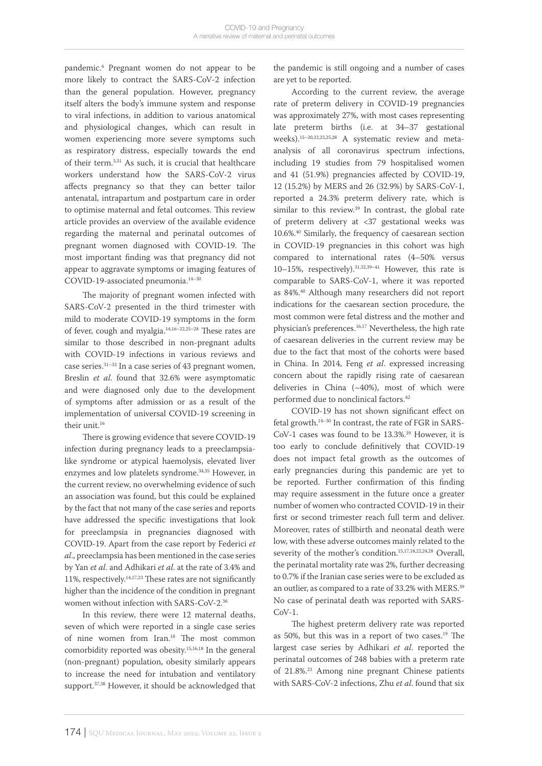pandemic.[4] Pregnant women do not appear to be more likely to contract the SARS-CoV-2 infection than the general population. However, pregnancy itself alters the body's immune system and response to viral infections, in addition to various anatomical and physiological changes, which can result in women experiencing more severe symptoms such as respiratory distress, especially towards the end of their term.[3,31] As such, it is crucial that healthcare workers understand how the SARS-CoV-2 virus affects pregnancy so that they can better tailor antenatal, intrapartum and postpartum care in order to optimise maternal and fetal outcomes. This review article provides an overview of the available evidence regarding the maternal and perinatal outcomes of pregnant women diagnosed with COVID-19. The most important finding was that pregnancy did not appear to aggravate symptoms or imaging features of COVID-19-associated pneumonia.[14–30]

The majority of pregnant women infected with SARS-CoV-2 presented in the third trimester with mild to moderate COVID-19 symptoms in the form of fever, cough and myalgia.[14,16–22,25–28] These rates are similar to those described in non-pregnant adults with COVID-19 infections in various reviews and case series.[31–33] In a case series of 43 pregnant women, Breslin *et al.* found that 32.6% were asymptomatic and were diagnosed only due to the development of symptoms after admission or as a result of the implementation of universal COVID-19 screening in their unit.[16]

There is growing evidence that severe COVID-19 infection during pregnancy leads to a preeclampsia-like syndrome or atypical haemolysis, elevated liver enzymes and low platelets syndrome.[34,35] However, in the current review, no overwhelming evidence of such an association was found, but this could be explained by the fact that not many of the case series and reports have addressed the specific investigations that look for preeclampsia in pregnancies diagnosed with COVID-19. Apart from the case report by Federici *et al.*, preeclampsia has been mentioned in the case series by Yan *et al.* and Adhikari *et al.* at the rate of 3.4% and 11%, respectively.[14,17,23] These rates are not significantly higher than the incidence of the condition in pregnant women without infection with SARS-CoV-2.[36]

In this review, there were 12 maternal deaths, seven of which were reported in a single case series of nine women from Iran.[18] The most common comorbidity reported was obesity.[15,16,18] In the general (non-pregnant) population, obesity similarly appears to increase the need for intubation and ventilatory support.[37,38] However, it should be acknowledged that the pandemic is still ongoing and a number of cases are yet to be reported.

According to the current review, the average rate of preterm delivery in COVID-19 pregnancies was approximately 27%, with most cases representing late preterm births (i.e. at 34–37 gestational weeks).[15–20,22,23,25,28] A systematic review and meta-analysis of all coronavirus spectrum infections, including 19 studies from 79 hospitalised women and 41 (51.9%) pregnancies affected by COVID-19, 12 (15.2%) by MERS and 26 (32.9%) by SARS-CoV-1, reported a 24.3% preterm delivery rate, which is similar to this review.[39] In contrast, the global rate of preterm delivery at <37 gestational weeks was 10.6%.[40] Similarly, the frequency of caesarean section in COVID-19 pregnancies in this cohort was high compared to international rates (4–50% versus 10–15%, respectively).[31,32,39–41] However, this rate is comparable to SARS-CoV-1, where it was reported as 84%.[40] Although many researchers did not report indications for the caesarean section procedure, the most common were fetal distress and the mother and physician's preferences.[16,17] Nevertheless, the high rate of caesarean deliveries in the current review may be due to the fact that most of the cohorts were based in China. In 2014, Feng *et al.* expressed increasing concern about the rapidly rising rate of caesarean deliveries in China (~40%), most of which were performed due to nonclinical factors.[42]

COVID-19 has not shown significant effect on fetal growth.[14–30] In contrast, the rate of FGR in SARS-CoV-1 cases was found to be 13.3%.[39] However, it is too early to conclude definitively that COVID-19 does not impact fetal growth as the outcomes of early pregnancies during this pandemic are yet to be reported. Further confirmation of this finding may require assessment in the future once a greater number of women who contracted COVID-19 in their first or second trimester reach full term and deliver. Moreover, rates of stillbirth and neonatal death were low, with these adverse outcomes mainly related to the severity of the mother's condition.[15,17,18,22,24,28] Overall, the perinatal mortality rate was 2%, further decreasing to 0.7% if the Iranian case series were to be excluded as an outlier, as compared to a rate of 33.2% with MERS.[39] No case of perinatal death was reported with SARS-CoV-1.

The highest preterm delivery rate was reported as 50%, but this was in a report of two cases.[19] The largest case series by Adhikari *et al.* reported the perinatal outcomes of 248 babies with a preterm rate of 21.8%.[23] Among nine pregnant Chinese patients with SARS-CoV-2 infections, Zhu *et al.* found that six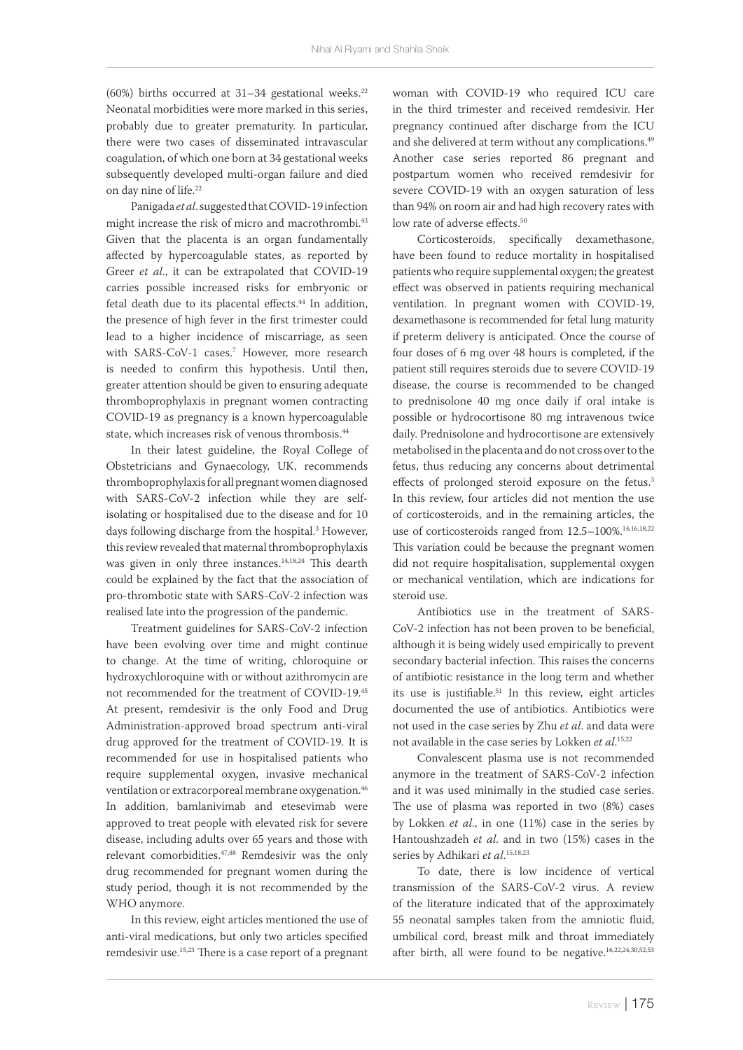(60%) births occurred at 31–34 gestational weeks.[22] Neonatal morbidities were more marked in this series, probably due to greater prematurity. In particular, there were two cases of disseminated intravascular coagulation, of which one born at 34 gestational weeks subsequently developed multi-organ failure and died on day nine of life.[22]

Panigada *et al*. suggested that COVID-19 infection might increase the risk of micro and macrothrombi.[43] Given that the placenta is an organ fundamentally affected by hypercoagulable states, as reported by Greer *et al*., it can be extrapolated that COVID-19 carries possible increased risks for embryonic or fetal death due to its placental effects.[44] In addition, the presence of high fever in the first trimester could lead to a higher incidence of miscarriage, as seen with SARS-CoV-1 cases.[7] However, more research is needed to confirm this hypothesis. Until then, greater attention should be given to ensuring adequate thromboprophylaxis in pregnant women contracting COVID-19 as pregnancy is a known hypercoagulable state, which increases risk of venous thrombosis.[44]

In their latest guideline, the Royal College of Obstetricians and Gynaecology, UK, recommends thromboprophylaxis for all pregnant women diagnosed with SARS-CoV-2 infection while they are self-isolating or hospitalised due to the disease and for 10 days following discharge from the hospital.[3] However, this review revealed that maternal thromboprophylaxis was given in only three instances.[14,18,24] This dearth could be explained by the fact that the association of pro-thrombotic state with SARS-CoV-2 infection was realised late into the progression of the pandemic.

Treatment guidelines for SARS-CoV-2 infection have been evolving over time and might continue to change. At the time of writing, chloroquine or hydroxychloroquine with or without azithromycin are not recommended for the treatment of COVID-19.[45] At present, remdesivir is the only Food and Drug Administration-approved broad spectrum anti-viral drug approved for the treatment of COVID-19. It is recommended for use in hospitalised patients who require supplemental oxygen, invasive mechanical ventilation or extracorporeal membrane oxygenation.[46] In addition, bamlanivimab and etesevimab were approved to treat people with elevated risk for severe disease, including adults over 65 years and those with relevant comorbidities.[47,48] Remdesivir was the only drug recommended for pregnant women during the study period, though it is not recommended by the WHO anymore.

In this review, eight articles mentioned the use of anti-viral medications, but only two articles specified remdesivir use.[15,23] There is a case report of a pregnant woman with COVID-19 who required ICU care in the third trimester and received remdesivir. Her pregnancy continued after discharge from the ICU and she delivered at term without any complications.[49] Another case series reported 86 pregnant and postpartum women who received remdesivir for severe COVID-19 with an oxygen saturation of less than 94% on room air and had high recovery rates with low rate of adverse effects.[50]

Corticosteroids, specifically dexamethasone, have been found to reduce mortality in hospitalised patients who require supplemental oxygen; the greatest effect was observed in patients requiring mechanical ventilation. In pregnant women with COVID-19, dexamethasone is recommended for fetal lung maturity if preterm delivery is anticipated. Once the course of four doses of 6 mg over 48 hours is completed, if the patient still requires steroids due to severe COVID-19 disease, the course is recommended to be changed to prednisolone 40 mg once daily if oral intake is possible or hydrocortisone 80 mg intravenous twice daily. Prednisolone and hydrocortisone are extensively metabolised in the placenta and do not cross over to the fetus, thus reducing any concerns about detrimental effects of prolonged steroid exposure on the fetus.[3] In this review, four articles did not mention the use of corticosteroids, and in the remaining articles, the use of corticosteroids ranged from 12.5–100%.[14,16,18,22] This variation could be because the pregnant women did not require hospitalisation, supplemental oxygen or mechanical ventilation, which are indications for steroid use.

Antibiotics use in the treatment of SARS-CoV-2 infection has not been proven to be beneficial, although it is being widely used empirically to prevent secondary bacterial infection. This raises the concerns of antibiotic resistance in the long term and whether its use is justifiable.[51] In this review, eight articles documented the use of antibiotics. Antibiotics were not used in the case series by Zhu *et al*. and data were not available in the case series by Lokken *et al*.[15,22]

Convalescent plasma use is not recommended anymore in the treatment of SARS-CoV-2 infection and it was used minimally in the studied case series. The use of plasma was reported in two (8%) cases by Lokken *et al*., in one (11%) case in the series by Hantoushzadeh *et al*. and in two (15%) cases in the series by Adhikari *et al*.[15,18,23]

To date, there is low incidence of vertical transmission of the SARS-CoV-2 virus. A review of the literature indicated that of the approximately 55 neonatal samples taken from the amniotic fluid, umbilical cord, breast milk and throat immediately after birth, all were found to be negative.[16,22,24,30,52,53]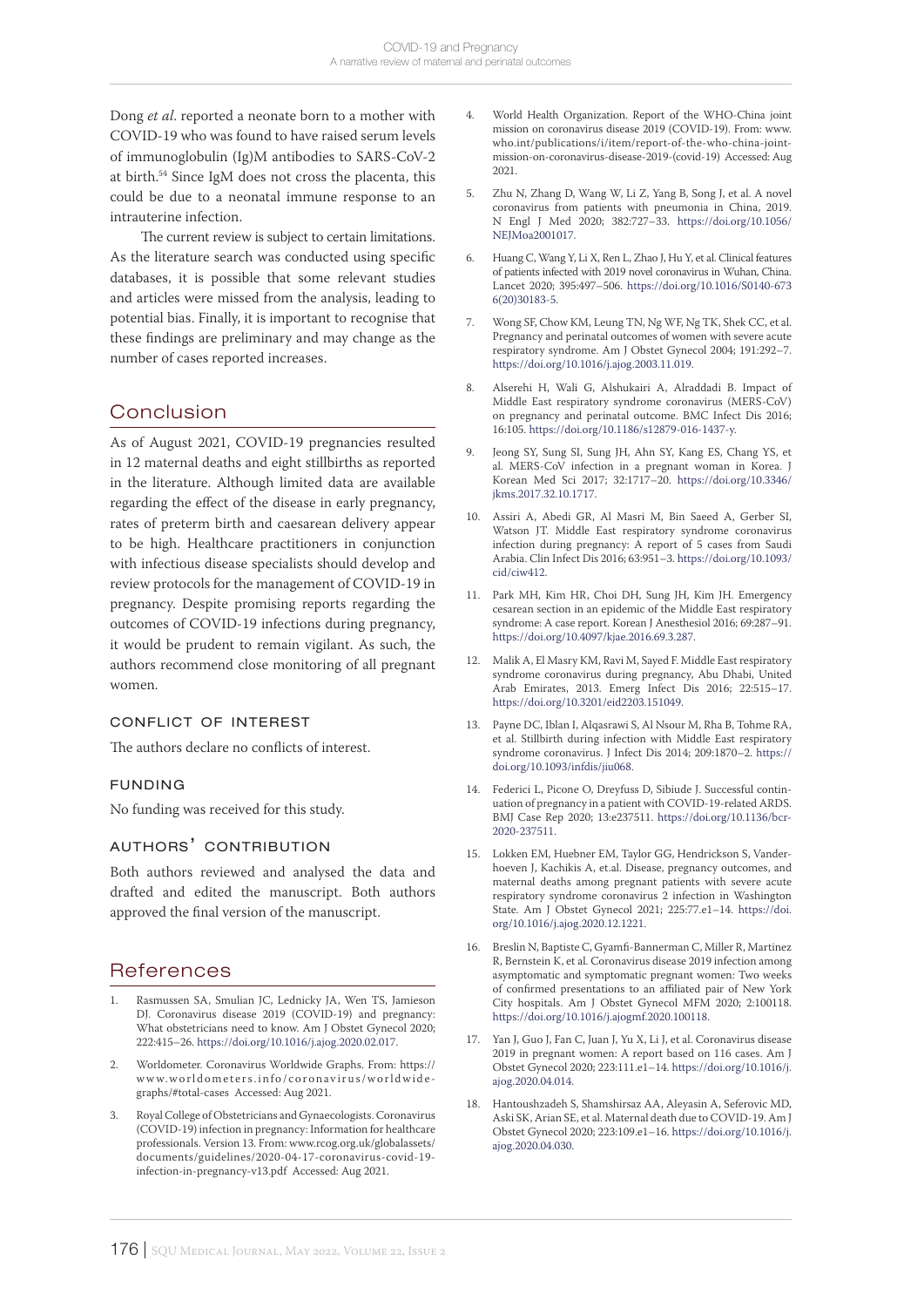Dong *et al*. reported a neonate born to a mother with COVID-19 who was found to have raised serum levels of immunoglobulin (Ig)M antibodies to SARS-CoV-2 at birth.[54] Since IgM does not cross the placenta, this could be due to a neonatal immune response to an intrauterine infection.

The current review is subject to certain limitations. As the literature search was conducted using specific databases, it is possible that some relevant studies and articles were missed from the analysis, leading to potential bias. Finally, it is important to recognise that these findings are preliminary and may change as the number of cases reported increases.

## Conclusion

As of August 2021, COVID-19 pregnancies resulted in 12 maternal deaths and eight stillbirths as reported in the literature. Although limited data are available regarding the effect of the disease in early pregnancy, rates of preterm birth and caesarean delivery appear to be high. Healthcare practitioners in conjunction with infectious disease specialists should develop and review protocols for the management of COVID-19 in pregnancy. Despite promising reports regarding the outcomes of COVID-19 infections during pregnancy, it would be prudent to remain vigilant. As such, the authors recommend close monitoring of all pregnant women.

### Conflict of Interest

The authors declare no conflicts of interest.

### Funding

No funding was received for this study.

### Authors' Contribution

Both authors reviewed and analysed the data and drafted and edited the manuscript. Both authors approved the final version of the manuscript.

## References

1. Rasmussen SA, Smulian JC, Lednicky JA, Wen TS, Jamieson DJ. Coronavirus disease 2019 (COVID-19) and pregnancy: What obstetricians need to know. Am J Obstet Gynecol 2020; 222:415–26. https://doi.org/10.1016/j.ajog.2020.02.017.
2. Worldometer. Coronavirus Worldwide Graphs. From: https://www.worldometers.info/coronavirus/worldwide-graphs/#total-cases Accessed: Aug 2021.
3. Royal College of Obstetricians and Gynaecologists. Coronavirus (COVID-19) infection in pregnancy: Information for healthcare professionals. Version 13. From: www.rcog.org.uk/globalassets/documents/guidelines/2020-04-17-coronavirus-covid-19-infection-in-pregnancy-v13.pdf Accessed: Aug 2021.
4. World Health Organization. Report of the WHO-China joint mission on coronavirus disease 2019 (COVID-19). From: www.who.int/publications/i/item/report-of-the-who-china-joint-mission-on-coronavirus-disease-2019-(covid-19) Accessed: Aug 2021.
5. Zhu N, Zhang D, Wang W, Li Z, Yang B, Song J, et al. A novel coronavirus from patients with pneumonia in China, 2019. N Engl J Med 2020; 382:727–33. https://doi.org/10.1056/NEJMoa2001017.
6. Huang C, Wang Y, Li X, Ren L, Zhao J, Hu Y, et al. Clinical features of patients infected with 2019 novel coronavirus in Wuhan, China. Lancet 2020; 395:497–506. https://doi.org/10.1016/S0140-6736(20)30183-5.
7. Wong SF, Chow KM, Leung TN, Ng WF, Ng TK, Shek CC, et al. Pregnancy and perinatal outcomes of women with severe acute respiratory syndrome. Am J Obstet Gynecol 2004; 191:292–7. https://doi.org/10.1016/j.ajog.2003.11.019.
8. Alserehi H, Wali G, Alshukairi A, Alraddadi B. Impact of Middle East respiratory syndrome coronavirus (MERS-CoV) on pregnancy and perinatal outcome. BMC Infect Dis 2016; 16:105. https://doi.org/10.1186/s12879-016-1437-y.
9. Jeong SY, Sung SI, Sung JH, Ahn SY, Kang ES, Chang YS, et al. MERS-CoV infection in a pregnant woman in Korea. J Korean Med Sci 2017; 32:1717–20. https://doi.org/10.3346/jkms.2017.32.10.1717.
10. Assiri A, Abedi GR, Al Masri M, Bin Saeed A, Gerber SI, Watson JT. Middle East respiratory syndrome coronavirus infection during pregnancy: A report of 5 cases from Saudi Arabia. Clin Infect Dis 2016; 63:951–3. https://doi.org/10.1093/cid/ciw412.
11. Park MH, Kim HR, Choi DH, Sung JH, Kim JH. Emergency cesarean section in an epidemic of the Middle East respiratory syndrome: A case report. Korean J Anesthesiol 2016; 69:287–91. https://doi.org/10.4097/kjae.2016.69.3.287.
12. Malik A, El Masry KM, Ravi M, Sayed F. Middle East respiratory syndrome coronavirus during pregnancy, Abu Dhabi, United Arab Emirates, 2013. Emerg Infect Dis 2016; 22:515–17. https://doi.org/10.3201/eid2203.151049.
13. Payne DC, Iblan I, Alqasrawi S, Al Nsour M, Rha B, Tohme RA, et al. Stillbirth during infection with Middle East respiratory syndrome coronavirus. J Infect Dis 2014; 209:1870–2. https://doi.org/10.1093/infdis/jiu068.
14. Federici L, Picone O, Dreyfuss D, Sibiude J. Successful continuation of pregnancy in a patient with COVID-19-related ARDS. BMJ Case Rep 2020; 13:e237511. https://doi.org/10.1136/bcr-2020-237511.
15. Lokken EM, Huebner EM, Taylor GG, Hendrickson S, Vanderhoeven J, Kachikis A, et.al. Disease, pregnancy outcomes, and maternal deaths among pregnant patients with severe acute respiratory syndrome coronavirus 2 infection in Washington State. Am J Obstet Gynecol 2021; 225:77.e1–14. https://doi.org/10.1016/j.ajog.2020.12.1221.
16. Breslin N, Baptiste C, Gyamfi-Bannerman C, Miller R, Martinez R, Bernstein K, et al. Coronavirus disease 2019 infection among asymptomatic and symptomatic pregnant women: Two weeks of confirmed presentations to an affiliated pair of New York City hospitals. Am J Obstet Gynecol MFM 2020; 2:100118. https://doi.org/10.1016/j.ajogmf.2020.100118.
17. Yan J, Guo J, Fan C, Juan J, Yu X, Li J, et al. Coronavirus disease 2019 in pregnant women: A report based on 116 cases. Am J Obstet Gynecol 2020; 223:111.e1–14. https://doi.org/10.1016/j.ajog.2020.04.014.
18. Hantoushzadeh S, Shamshirsaz AA, Aleyasin A, Seferovic MD, Aski SK, Arian SE, et al. Maternal death due to COVID-19. Am J Obstet Gynecol 2020; 223:109.e1–16. https://doi.org/10.1016/j.ajog.2020.04.030.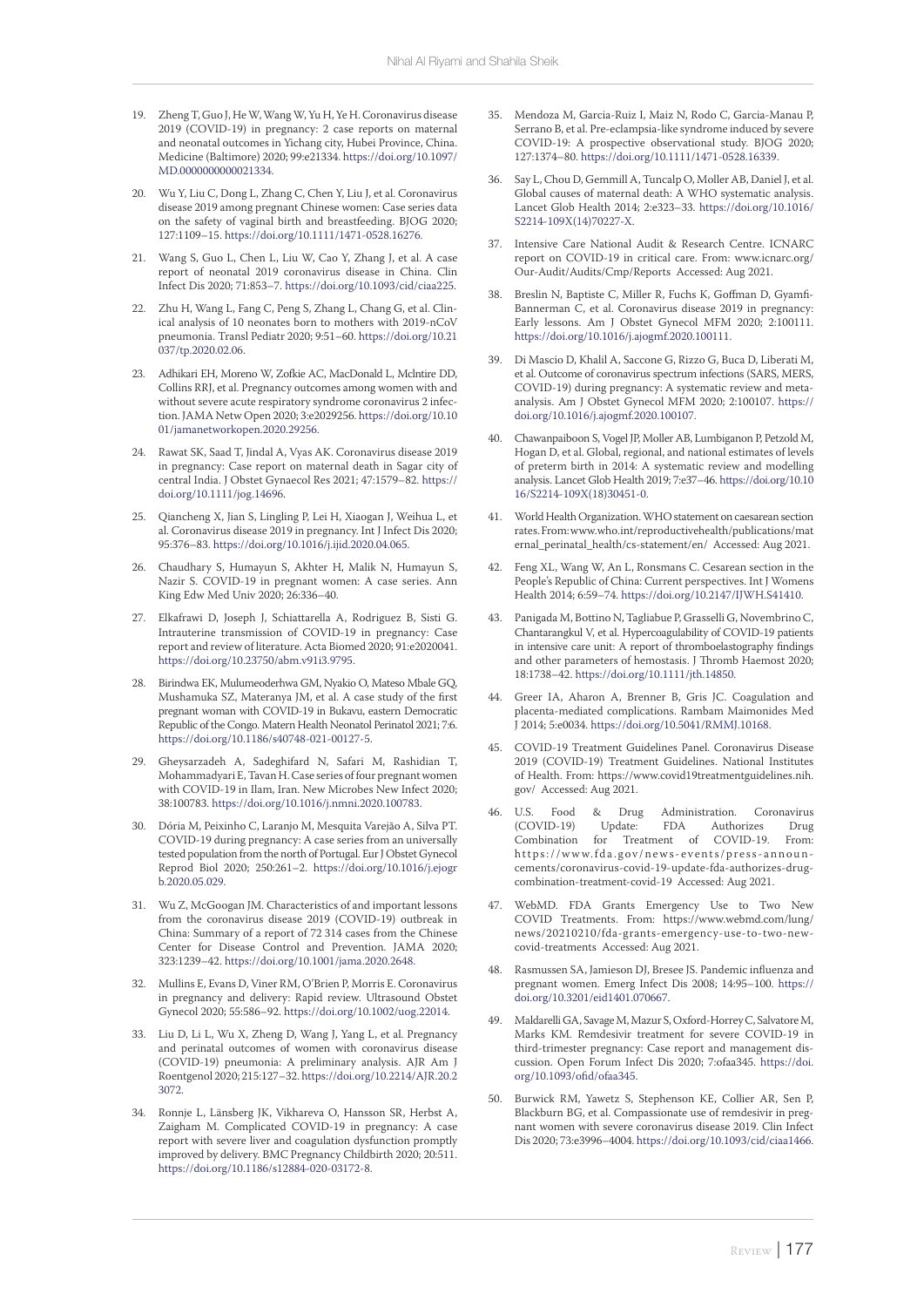19. Zheng T, Guo J, He W, Wang W, Yu H, Ye H. Coronavirus disease 2019 (COVID-19) in pregnancy: 2 case reports on maternal and neonatal outcomes in Yichang city, Hubei Province, China. Medicine (Baltimore) 2020; 99:e21334. https://doi.org/10.1097/MD.0000000000021334.

20. Wu Y, Liu C, Dong L, Zhang C, Chen Y, Liu J, et al. Coronavirus disease 2019 among pregnant Chinese women: Case series data on the safety of vaginal birth and breastfeeding. BJOG 2020; 127:1109–15. https://doi.org/10.1111/1471-0528.16276.

21. Wang S, Guo L, Chen L, Liu W, Cao Y, Zhang J, et al. A case report of neonatal 2019 coronavirus disease in China. Clin Infect Dis 2020; 71:853–7. https://doi.org/10.1093/cid/ciaa225.

22. Zhu H, Wang L, Fang C, Peng S, Zhang L, Chang G, et al. Clinical analysis of 10 neonates born to mothers with 2019-nCoV pneumonia. Transl Pediatr 2020; 9:51–60. https://doi.org/10.21037/tp.2020.02.06.

23. Adhikari EH, Moreno W, Zofkie AC, MacDonald L, McIntire DD, Collins RRJ, et al. Pregnancy outcomes among women with and without severe acute respiratory syndrome coronavirus 2 infection. JAMA Netw Open 2020; 3:e2029256. https://doi.org/10.1001/jamanetworkopen.2020.29256.

24. Rawat SK, Saad T, Jindal A, Vyas AK. Coronavirus disease 2019 in pregnancy: Case report on maternal death in Sagar city of central India. J Obstet Gynaecol Res 2021; 47:1579–82. https://doi.org/10.1111/jog.14696.

25. Qiancheng X, Jian S, Lingling P, Lei H, Xiaogan J, Weihua L, et al. Coronavirus disease 2019 in pregnancy. Int J Infect Dis 2020; 95:376–83. https://doi.org/10.1016/j.ijid.2020.04.065.

26. Chaudhary S, Humayun S, Akhter H, Malik N, Humayun S, Nazir S. COVID-19 in pregnant women: A case series. Ann King Edw Med Univ 2020; 26:336–40.

27. Elkafrawi D, Joseph J, Schiattarella A, Rodriguez B, Sisti G. Intrauterine transmission of COVID-19 in pregnancy: Case report and review of literature. Acta Biomed 2020; 91:e2020041. https://doi.org/10.23750/abm.v91i3.9795.

28. Birindwa EK, Mulumeoderhwa GM, Nyakio O, Mateso Mbale GQ, Mushamuka SZ, Materanya JM, et al. A case study of the first pregnant woman with COVID-19 in Bukavu, eastern Democratic Republic of the Congo. Matern Health Neonatol Perinatol 2021; 7:6. https://doi.org/10.1186/s40748-021-00127-5.

29. Gheysarzadeh A, Sadeghifard N, Safari M, Rashidian T, Mohammadyari E, Tavan H. Case series of four pregnant women with COVID-19 in Ilam, Iran. New Microbes New Infect 2020; 38:100783. https://doi.org/10.1016/j.nmni.2020.100783.

30. Dória M, Peixinho C, Laranjo M, Mesquita Varejão A, Silva PT. COVID-19 during pregnancy: A case series from an universally tested population from the north of Portugal. Eur J Obstet Gynecol Reprod Biol 2020; 250:261–2. https://doi.org/10.1016/j.ejogrb.2020.05.029.

31. Wu Z, McGoogan JM. Characteristics of and important lessons from the coronavirus disease 2019 (COVID-19) outbreak in China: Summary of a report of 72 314 cases from the Chinese Center for Disease Control and Prevention. JAMA 2020; 323:1239–42. https://doi.org/10.1001/jama.2020.2648.

32. Mullins E, Evans D, Viner RM, O'Brien P, Morris E. Coronavirus in pregnancy and delivery: Rapid review. Ultrasound Obstet Gynecol 2020; 55:586–92. https://doi.org/10.1002/uog.22014.

33. Liu D, Li L, Wu X, Zheng D, Wang J, Yang L, et al. Pregnancy and perinatal outcomes of women with coronavirus disease (COVID-19) pneumonia: A preliminary analysis. AJR Am J Roentgenol 2020; 215:127–32. https://doi.org/10.2214/AJR.20.23072.

34. Ronnje L, Länsberg JK, Vikhareva O, Hansson SR, Herbst A, Zaigham M. Complicated COVID-19 in pregnancy: A case report with severe liver and coagulation dysfunction promptly improved by delivery. BMC Pregnancy Childbirth 2020; 20:511. https://doi.org/10.1186/s12884-020-03172-8.

35. Mendoza M, Garcia-Ruiz I, Maiz N, Rodo C, Garcia-Manau P, Serrano B, et al. Pre-eclampsia-like syndrome induced by severe COVID-19: A prospective observational study. BJOG 2020; 127:1374–80. https://doi.org/10.1111/1471-0528.16339.

36. Say L, Chou D, Gemmill A, Tuncalp O, Moller AB, Daniel J, et al. Global causes of maternal death: A WHO systematic analysis. Lancet Glob Health 2014; 2:e323–33. https://doi.org/10.1016/S2214-109X(14)70227-X.

37. Intensive Care National Audit & Research Centre. ICNARC report on COVID-19 in critical care. From: www.icnarc.org/Our-Audit/Audits/Cmp/Reports Accessed: Aug 2021.

38. Breslin N, Baptiste C, Miller R, Fuchs K, Goffman D, Gyamfi-Bannerman C, et al. Coronavirus disease 2019 in pregnancy: Early lessons. Am J Obstet Gynecol MFM 2020; 2:100111. https://doi.org/10.1016/j.ajogmf.2020.100111.

39. Di Mascio D, Khalil A, Saccone G, Rizzo G, Buca D, Liberati M, et al. Outcome of coronavirus spectrum infections (SARS, MERS, COVID-19) during pregnancy: A systematic review and meta-analysis. Am J Obstet Gynecol MFM 2020; 2:100107. https://doi.org/10.1016/j.ajogmf.2020.100107.

40. Chawanpaiboon S, Vogel JP, Moller AB, Lumbiganon P, Petzold M, Hogan D, et al. Global, regional, and national estimates of levels of preterm birth in 2014: A systematic review and modelling analysis. Lancet Glob Health 2019; 7:e37–46. https://doi.org/10.1016/S2214-109X(18)30451-0.

41. World Health Organization. WHO statement on caesarean section rates. From: www.who.int/reproductivehealth/publications/maternal_perinatal_health/cs-statement/en/ Accessed: Aug 2021.

42. Feng XL, Wang W, An L, Ronsmans C. Cesarean section in the People's Republic of China: Current perspectives. Int J Womens Health 2014; 6:59–74. https://doi.org/10.2147/IJWH.S41410.

43. Panigada M, Bottino N, Tagliabue P, Grasselli G, Novembrino C, Chantarangkul V, et al. Hypercoagulability of COVID-19 patients in intensive care unit: A report of thromboelastography findings and other parameters of hemostasis. J Thromb Haemost 2020; 18:1738–42. https://doi.org/10.1111/jth.14850.

44. Greer IA, Aharon A, Brenner B, Gris JC. Coagulation and placenta-mediated complications. Rambam Maimonides Med J 2014; 5:e0034. https://doi.org/10.5041/RMMJ.10168.

45. COVID-19 Treatment Guidelines Panel. Coronavirus Disease 2019 (COVID-19) Treatment Guidelines. National Institutes of Health. From: https://www.covid19treatmentguidelines.nih.gov/ Accessed: Aug 2021.

46. U.S. Food & Drug Administration. Coronavirus (COVID-19) Update: FDA Authorizes Drug Combination for Treatment of COVID-19. From: https://www.fda.gov/news-events/press-announcements/coronavirus-covid-19-update-fda-authorizes-drug-combination-treatment-covid-19 Accessed: Aug 2021.

47. WebMD. FDA Grants Emergency Use to Two New COVID Treatments. From: https://www.webmd.com/lung/news/20210210/fda-grants-emergency-use-to-two-new-covid-treatments Accessed: Aug 2021.

48. Rasmussen SA, Jamieson DJ, Bresee JS. Pandemic influenza and pregnant women. Emerg Infect Dis 2008; 14:95–100. https://doi.org/10.3201/eid1401.070667.

49. Maldarelli GA, Savage M, Mazur S, Oxford-Horrey C, Salvatore M, Marks KM. Remdesivir treatment for severe COVID-19 in third-trimester pregnancy: Case report and management discussion. Open Forum Infect Dis 2020; 7:ofaa345. https://doi.org/10.1093/ofid/ofaa345.

50. Burwick RM, Yawetz S, Stephenson KE, Collier AR, Sen P, Blackburn BG, et al. Compassionate use of remdesivir in pregnant women with severe coronavirus disease 2019. Clin Infect Dis 2020; 73:e3996–4004. https://doi.org/10.1093/cid/ciaa1466.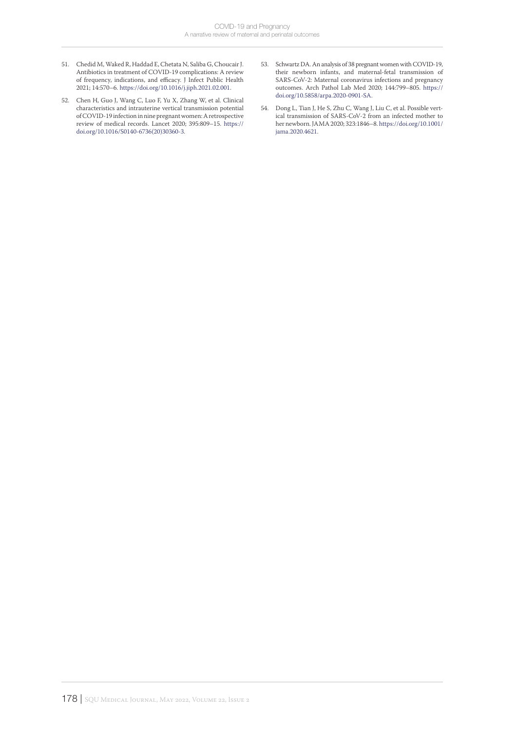51. Chedid M, Waked R, Haddad E, Chetata N, Saliba G, Choucair J. Antibiotics in treatment of COVID-19 complications: A review of frequency, indications, and efficacy. J Infect Public Health 2021; 14:570–6. https://doi.org/10.1016/j.jiph.2021.02.001.

52. Chen H, Guo J, Wang C, Luo F, Yu X, Zhang W, et al. Clinical characteristics and intrauterine vertical transmission potential of COVID-19 infection in nine pregnant women: A retrospective review of medical records. Lancet 2020; 395:809–15. https://doi.org/10.1016/S0140-6736(20)30360-3.

53. Schwartz DA. An analysis of 38 pregnant women with COVID-19, their newborn infants, and maternal-fetal transmission of SARS-CoV-2: Maternal coronavirus infections and pregnancy outcomes. Arch Pathol Lab Med 2020; 144:799–805. https://doi.org/10.5858/arpa.2020-0901-SA.

54. Dong L, Tian J, He S, Zhu C, Wang J, Liu C, et al. Possible vertical transmission of SARS-CoV-2 from an infected mother to her newborn. JAMA 2020; 323:1846–8. https://doi.org/10.1001/jama.2020.4621.